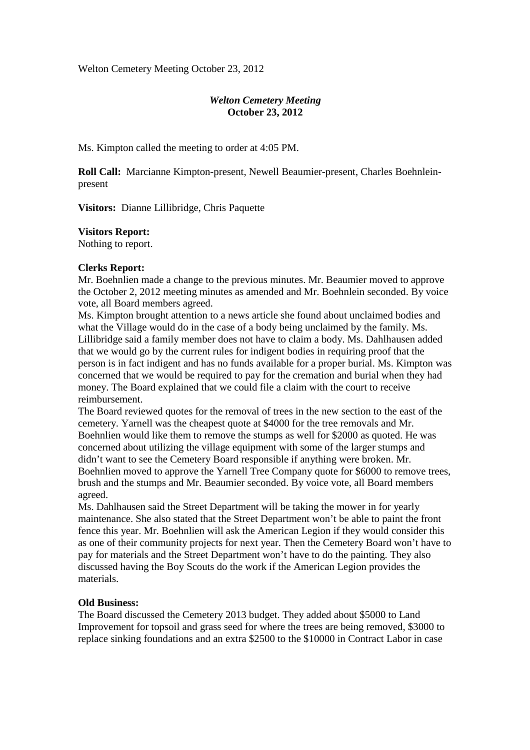Welton Cemetery Meeting October 23, 2012

***Welton Cemetery Meeting***
**October 23, 2012**

Ms. Kimpton called the meeting to order at 4:05 PM.

**Roll Call:** Marcianne Kimpton-present, Newell Beaumier-present, Charles Boehnlein-present

**Visitors:** Dianne Lillibridge, Chris Paquette

**Visitors Report:**
Nothing to report.

**Clerks Report:**
Mr. Boehnlien made a change to the previous minutes. Mr. Beaumier moved to approve the October 2, 2012 meeting minutes as amended and Mr. Boehnlein seconded. By voice vote, all Board members agreed.
Ms. Kimpton brought attention to a news article she found about unclaimed bodies and what the Village would do in the case of a body being unclaimed by the family. Ms. Lillibridge said a family member does not have to claim a body. Ms. Dahlhausen added that we would go by the current rules for indigent bodies in requiring proof that the person is in fact indigent and has no funds available for a proper burial. Ms. Kimpton was concerned that we would be required to pay for the cremation and burial when they had money. The Board explained that we could file a claim with the court to receive reimbursement.
The Board reviewed quotes for the removal of trees in the new section to the east of the cemetery. Yarnell was the cheapest quote at $4000 for the tree removals and Mr. Boehnlien would like them to remove the stumps as well for $2000 as quoted. He was concerned about utilizing the village equipment with some of the larger stumps and didn't want to see the Cemetery Board responsible if anything were broken. Mr. Boehnlien moved to approve the Yarnell Tree Company quote for $6000 to remove trees, brush and the stumps and Mr. Beaumier seconded. By voice vote, all Board members agreed.
Ms. Dahlhausen said the Street Department will be taking the mower in for yearly maintenance. She also stated that the Street Department won't be able to paint the front fence this year. Mr. Boehnlien will ask the American Legion if they would consider this as one of their community projects for next year. Then the Cemetery Board won't have to pay for materials and the Street Department won't have to do the painting. They also discussed having the Boy Scouts do the work if the American Legion provides the materials.

**Old Business:**
The Board discussed the Cemetery 2013 budget. They added about $5000 to Land Improvement for topsoil and grass seed for where the trees are being removed, $3000 to replace sinking foundations and an extra $2500 to the $10000 in Contract Labor in case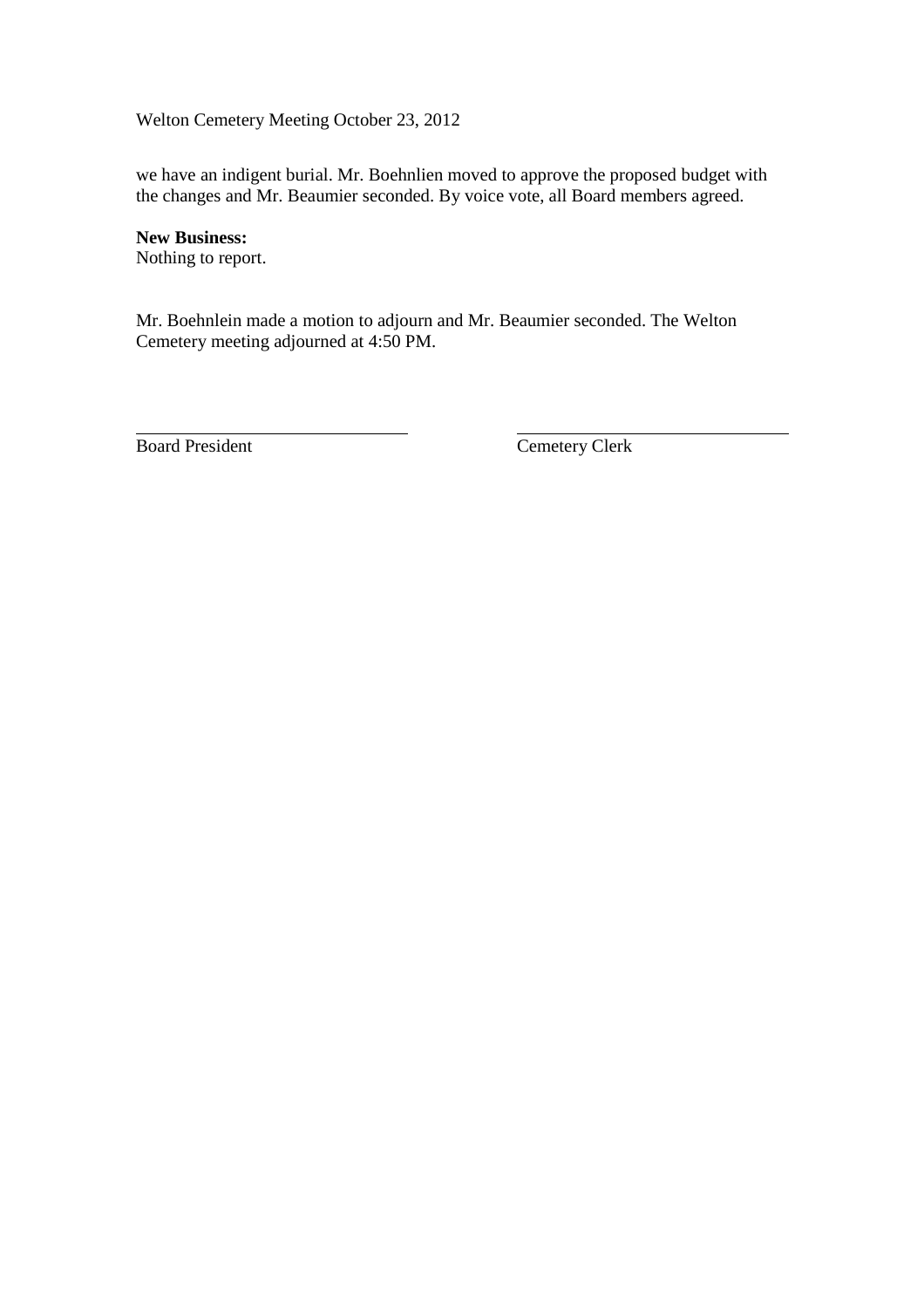we have an indigent burial. Mr. Boehnlien moved to approve the proposed budget with the changes and Mr. Beaumier seconded. By voice vote, all Board members agreed.

**New Business:**
Nothing to report.

Mr. Boehnlein made a motion to adjourn and Mr. Beaumier seconded. The Welton Cemetery meeting adjourned at 4:50 PM.

\_\_\_\_\_\_\_\_\_\_\_\_\_\_\_\_\_\_\_\_\_\_\_\_\_\_\_\_\_\_
Board President

\_\_\_\_\_\_\_\_\_\_\_\_\_\_\_\_\_\_\_\_\_\_\_\_\_\_\_\_\_\_
Cemetery Clerk